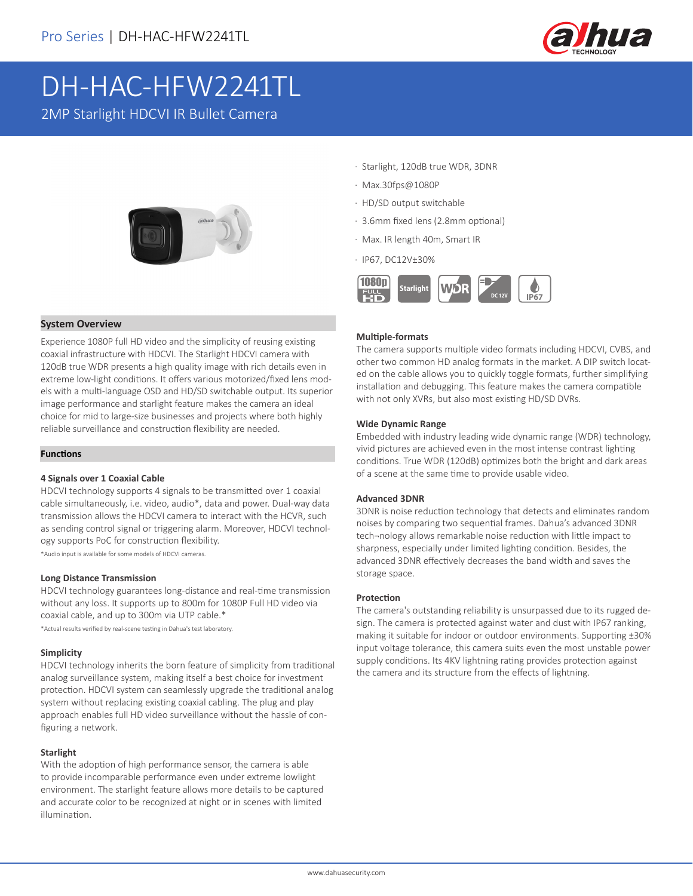# DH-HAC-HFW2241TL

## 2MP Starlight HDCVI IR Bullet Camera

- Starlight, 120dB true WDR, 3DNR
- Max.30fps@1080P
- HD/SD output switchable
- 3.6mm fixed lens (2.8mm optional)
- Max. IR length 40m, Smart IR
- IP67, DC12V±30%

## System Overview

Experience 1080P full HD video and the simplicity of reusing existing coaxial infrastructure with HDCVI. The Starlight HDCVI camera with 120dB true WDR presents a high quality image with rich details even in extreme low-light conditions. It offers various motorized/fixed lens models with a multi-language OSD and HD/SD switchable output. Its superior image performance and starlight feature makes the camera an ideal choice for mid to large-size businesses and projects where both highly reliable surveillance and construction flexibility are needed.

## Functions

### 4 Signals over 1 Coaxial Cable

HDCVI technology supports 4 signals to be transmitted over 1 coaxial cable simultaneously, i.e. video, audio*, data and power. Dual-way data transmission allows the HDCVI camera to interact with the HCVR, such as sending control signal or triggering alarm. Moreover, HDCVI technology supports PoC for construction flexibility.

*Audio input is available for some models of HDCVI cameras.

### Long Distance Transmission

HDCVI technology guarantees long-distance and real-time transmission without any loss. It supports up to 800m for 1080P Full HD video via coaxial cable, and up to 300m via UTP cable.*

*Actual results verified by real-scene testing in Dahua's test laboratory.

### Simplicity

HDCVI technology inherits the born feature of simplicity from traditional analog surveillance system, making itself a best choice for investment protection. HDCVI system can seamlessly upgrade the traditional analog system without replacing existing coaxial cabling. The plug and play approach enables full HD video surveillance without the hassle of configuring a network.

### Starlight

With the adoption of high performance sensor, the camera is able to provide incomparable performance even under extreme lowlight environment. The starlight feature allows more details to be captured and accurate color to be recognized at night or in scenes with limited illumination.

### Multiple-formats

The camera supports multiple video formats including HDCVI, CVBS, and other two common HD analog formats in the market. A DIP switch located on the cable allows you to quickly toggle formats, further simplifying installation and debugging. This feature makes the camera compatible with not only XVRs, but also most existing HD/SD DVRs.

### Wide Dynamic Range

Embedded with industry leading wide dynamic range (WDR) technology, vivid pictures are achieved even in the most intense contrast lighting conditions. True WDR (120dB) optimizes both the bright and dark areas of a scene at the same time to provide usable video.

### Advanced 3DNR

3DNR is noise reduction technology that detects and eliminates random noises by comparing two sequential frames. Dahua's advanced 3DNR tech¬nology allows remarkable noise reduction with little impact to sharpness, especially under limited lighting condition. Besides, the advanced 3DNR effectively decreases the band width and saves the storage space.

### Protection

The camera's outstanding reliability is unsurpassed due to its rugged design. The camera is protected against water and dust with IP67 ranking, making it suitable for indoor or outdoor environments. Supporting ±30% input voltage tolerance, this camera suits even the most unstable power supply conditions. Its 4KV lightning rating provides protection against the camera and its structure from the effects of lightning.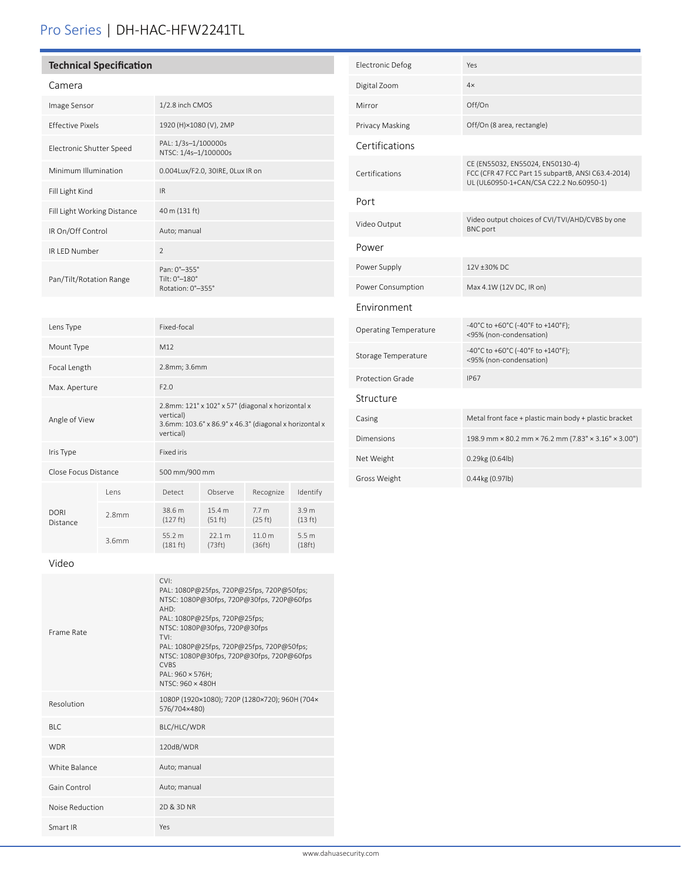# Pro Series | DH-HAC-HFW2241TL

## Technical Specification

### Camera

| | |
|---|---|
| Image Sensor | 1/2.8 inch CMOS |
| Effective Pixels | 1920 (H)×1080 (V), 2MP |
| Electronic Shutter Speed | PAL: 1/3s–1/100000s<br>NTSC: 1/4s–1/100000s |
| Minimum Illumination | 0.004Lux/F2.0, 30IRE, 0Lux IR on |
| Fill Light Kind | IR |
| Fill Light Working Distance | 40 m (131 ft) |
| IR On/Off Control | Auto; manual |
| IR LED Number | 2 |
| Pan/Tilt/Rotation Range | Pan: 0°–355°<br>Tilt: 0°–180°<br>Rotation: 0°–355° |

| | |
|---|---|
| Lens Type | Fixed-focal |
| Mount Type | M12 |
| Focal Length | 2.8mm; 3.6mm |
| Max. Aperture | F2.0 |
| Angle of View | 2.8mm: 121° x 102° x 57° (diagonal x horizontal x vertical)<br>3.6mm: 103.6° x 86.9° x 46.3° (diagonal x horizontal x vertical) |
| Iris Type | Fixed iris |
| Close Focus Distance | 500 mm/900 mm |

| DORI Distance | Lens | Detect | Observe | Recognize | Identify |
|---|---|---|---|---|---|
| | 2.8mm | 38.6 m (127 ft) | 15.4 m (51 ft) | 7.7 m (25 ft) | 3.9 m (13 ft) |
| | 3.6mm | 55.2 m (181 ft) | 22.1 m (73ft) | 11.0 m (36ft) | 5.5 m (18ft) |

### Video

| | |
|---|---|
| Frame Rate | CVI:<br>PAL: 1080P@25fps, 720P@25fps, 720P@50fps;<br>NTSC: 1080P@30fps, 720P@30fps, 720P@60fps<br>AHD:<br>PAL: 1080P@25fps, 720P@25fps;<br>NTSC: 1080P@30fps, 720P@30fps<br>TVI:<br>PAL: 1080P@25fps, 720P@25fps, 720P@50fps;<br>NTSC: 1080P@30fps, 720P@30fps, 720P@60fps<br>CVBS<br>PAL: 960 × 576H;<br>NTSC: 960 × 480H |
| Resolution | 1080P (1920×1080); 720P (1280×720); 960H (704×576/704×480) |
| BLC | BLC/HLC/WDR |
| WDR | 120dB/WDR |
| White Balance | Auto; manual |
| Gain Control | Auto; manual |
| Noise Reduction | 2D & 3D NR |
| Smart IR | Yes |
| Electronic Defog | Yes |
| Digital Zoom | 4× |
| Mirror | Off/On |
| Privacy Masking | Off/On (8 area, rectangle) |

### Certifications

| | |
|---|---|
| Certifications | CE (EN55032, EN55024, EN50130-4)<br>FCC (CFR 47 FCC Part 15 subpartB, ANSI C63.4-2014)<br>UL (UL60950-1+CAN/CSA C22.2 No.60950-1) |

### Port

| | |
|---|---|
| Video Output | Video output choices of CVI/TVI/AHD/CVBS by one BNC port |

### Power

| | |
|---|---|
| Power Supply | 12V ±30% DC |
| Power Consumption | Max 4.1W (12V DC, IR on) |

### Environment

| | |
|---|---|
| Operating Temperature | -40°C to +60°C (-40°F to +140°F);<br><95% (non-condensation) |
| Storage Temperature | -40°C to +60°C (-40°F to +140°F);<br><95% (non-condensation) |
| Protection Grade | IP67 |

### Structure

| | |
|---|---|
| Casing | Metal front face + plastic main body + plastic bracket |
| Dimensions | 198.9 mm × 80.2 mm × 76.2 mm (7.83" × 3.16" × 3.00") |
| Net Weight | 0.29kg (0.64lb) |
| Gross Weight | 0.44kg (0.97lb) |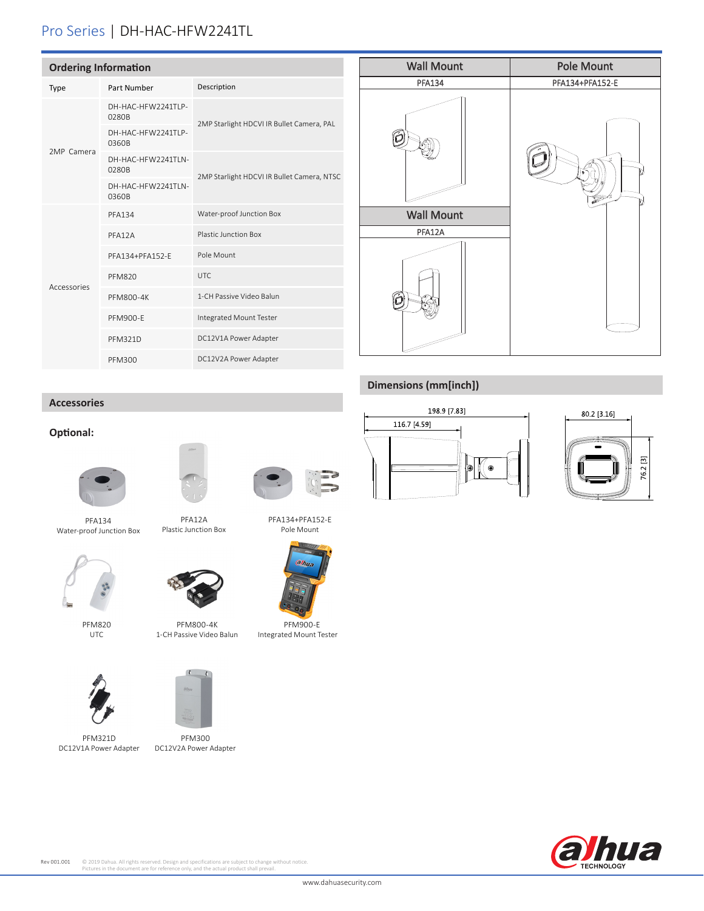# Pro Series | DH-HAC-HFW2241TL

## Ordering Information

| Type | Part Number | Description |
|---|---|---|
| 2MP Camera | DH-HAC-HFW2241TLP-0280B | 2MP Starlight HDCVI IR Bullet Camera, PAL |
| | DH-HAC-HFW2241TLP-0360B | |
| | DH-HAC-HFW2241TLN-0280B | 2MP Starlight HDCVI IR Bullet Camera, NTSC |
| | DH-HAC-HFW2241TLN-0360B | |
| Accessories | PFA134 | Water-proof Junction Box |
| | PFA12A | Plastic Junction Box |
| | PFA134+PFA152-E | Pole Mount |
| | PFM820 | UTC |
| | PFM800-4K | 1-CH Passive Video Balun |
| | PFM900-E | Integrated Mount Tester |
| | PFM321D | DC12V1A Power Adapter |
| | PFM300 | DC12V2A Power Adapter |

| Wall Mount | Pole Mount |
|---|---|
| PFA134 | PFA134+PFA152-E |

| Wall Mount |
|---|
| PFA12A |

## Accessories

### Optional:

PFA134
Water-proof Junction Box

PFA12A
Plastic Junction Box

PFA134+PFA152-E
Pole Mount

PFM820
UTC

PFM800-4K
1-CH Passive Video Balun

PFM900-E
Integrated Mount Tester

PFM321D
DC12V1A Power Adapter

PFM300
DC12V2A Power Adapter

## Dimensions (mm[inch])

198.9 [7.83]
116.7 [4.59]
80.2 [3.16]
76.2 [3]

Rev 001.001 © 2019 Dahua. All rights reserved. Design and specifications are subject to change without notice. Pictures in the document are for reference only, and the actual product shall prevail.

www.dahuasecurity.com